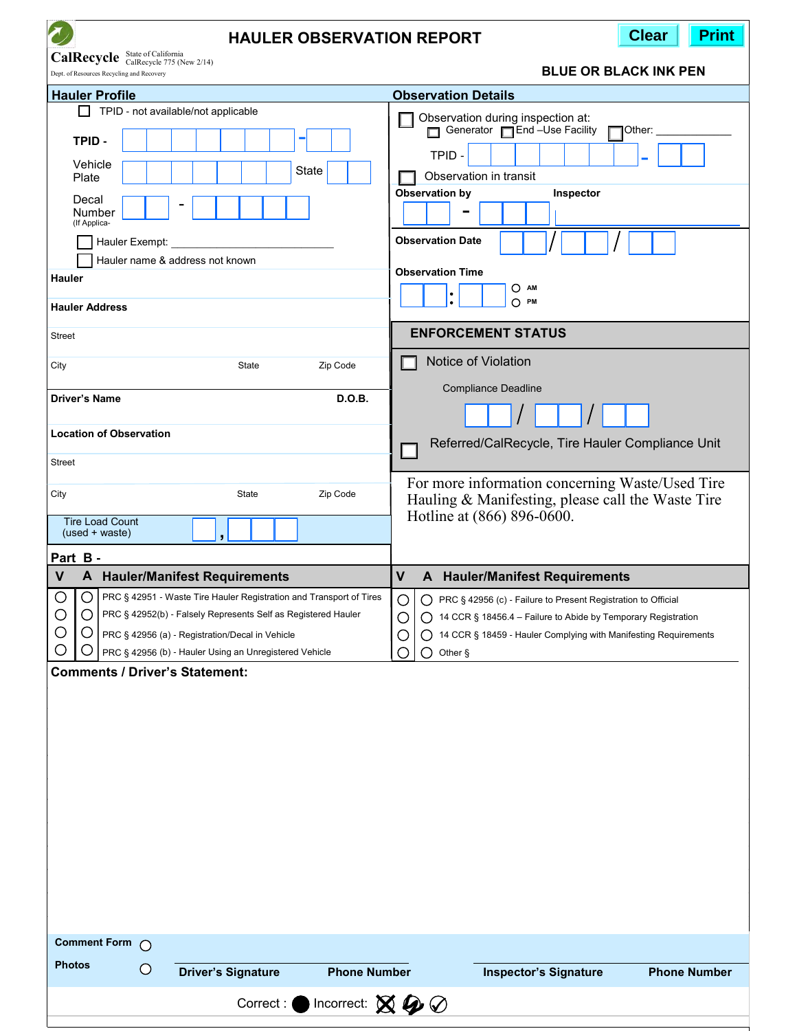CalRecycle
State of California
CalRecycle 775 (New 2/14)
Dept. of Resources Recycling and Recovery

# HAULER OBSERVATION REPORT

Clear | Print

**BLUE OR BLACK INK PEN**

## Hauler Profile

☐ TPID - not available/not applicable

**TPID -** ____________ - ____

Vehicle Plate ____________ State ____

Decal Number (If Applica- ____ - ____________

☐ Hauler Exempt: ____________________

☐ Hauler name & address not known

**Hauler**

**Hauler Address**

Street

City | State | Zip Code

**Driver's Name** | **D.O.B.**

**Location of Observation**

Street

City | State | Zip Code

Tire Load Count (used + waste) ____ , ______

## Observation Details

☐ Observation during inspection at:
☐ Generator ☐ End –Use Facility ☐ Other: ____________

TPID - ____________ - ____

☐ Observation in transit

**Observation by** ____ - ______ **Inspector** ____________

**Observation Date** ____ / ____ / ____

**Observation Time** ____ : ____ ○ AM ○ PM

## ENFORCEMENT STATUS

☐ Notice of Violation

Compliance Deadline ____ / ____ / ____

☐ Referred/CalRecycle, Tire Hauler Compliance Unit

For more information concerning Waste/Used Tire Hauling & Manifesting, please call the Waste Tire Hotline at (866) 896-0600.

## Part B -

| V | A | Hauler/Manifest Requirements |
|---|---|---|
| ○ | ○ | PRC § 42951 - Waste Tire Hauler Registration and Transport of Tires |
| ○ | ○ | PRC § 42952(b) - Falsely Represents Self as Registered Hauler |
| ○ | ○ | PRC § 42956 (a) - Registration/Decal in Vehicle |
| ○ | ○ | PRC § 42956 (b) - Hauler Using an Unregistered Vehicle |
| ○ | ○ | PRC § 42956 (c) - Failure to Present Registration to Official |
| ○ | ○ | 14 CCR § 18456.4 – Failure to Abide by Temporary Registration |
| ○ | ○ | 14 CCR § 18459 - Hauler Complying with Manifesting Requirements |
| ○ | ○ | Other § |

## Comments / Driver's Statement:

Comment Form ○

Photos ○

Driver's Signature | Phone Number | Inspector's Signature | Phone Number

Correct : ● Incorrect: ⊗ ✓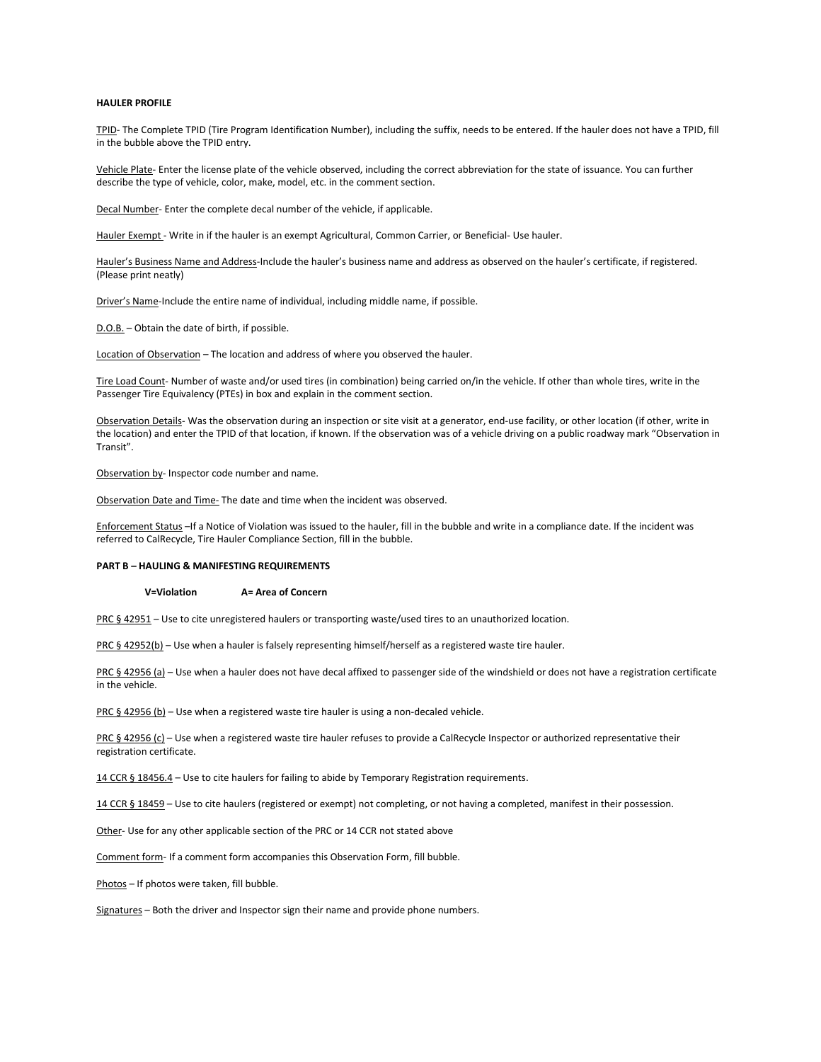**HAULER PROFILE**

<u>TPID</u>- The Complete TPID (Tire Program Identification Number), including the suffix, needs to be entered. If the hauler does not have a TPID, fill in the bubble above the TPID entry.

<u>Vehicle Plate</u>- Enter the license plate of the vehicle observed, including the correct abbreviation for the state of issuance. You can further describe the type of vehicle, color, make, model, etc. in the comment section.

<u>Decal Number</u>- Enter the complete decal number of the vehicle, if applicable.

<u>Hauler Exempt</u> - Write in if the hauler is an exempt Agricultural, Common Carrier, or Beneficial- Use hauler.

<u>Hauler's Business Name and Address</u>-Include the hauler's business name and address as observed on the hauler's certificate, if registered. (Please print neatly)

<u>Driver's Name</u>-Include the entire name of individual, including middle name, if possible.

<u>D.O.B.</u> – Obtain the date of birth, if possible.

<u>Location of Observation</u> – The location and address of where you observed the hauler.

<u>Tire Load Count</u>- Number of waste and/or used tires (in combination) being carried on/in the vehicle. If other than whole tires, write in the Passenger Tire Equivalency (PTEs) in box and explain in the comment section.

<u>Observation Details</u>- Was the observation during an inspection or site visit at a generator, end-use facility, or other location (if other, write in the location) and enter the TPID of that location, if known. If the observation was of a vehicle driving on a public roadway mark "Observation in Transit".

<u>Observation by</u>- Inspector code number and name.

<u>Observation Date and Time-</u> The date and time when the incident was observed.

<u>Enforcement Status</u> –If a Notice of Violation was issued to the hauler, fill in the bubble and write in a compliance date. If the incident was referred to CalRecycle, Tire Hauler Compliance Section, fill in the bubble.

**PART B – HAULING & MANIFESTING REQUIREMENTS**

**V=Violation** **A= Area of Concern**

<u>PRC § 42951</u> – Use to cite unregistered haulers or transporting waste/used tires to an unauthorized location.

<u>PRC § 42952(b)</u> – Use when a hauler is falsely representing himself/herself as a registered waste tire hauler.

<u>PRC § 42956 (a)</u> – Use when a hauler does not have decal affixed to passenger side of the windshield or does not have a registration certificate in the vehicle.

<u>PRC § 42956 (b)</u> – Use when a registered waste tire hauler is using a non-decaled vehicle.

<u>PRC § 42956 (c)</u> – Use when a registered waste tire hauler refuses to provide a CalRecycle Inspector or authorized representative their registration certificate.

<u>14 CCR § 18456.4</u> – Use to cite haulers for failing to abide by Temporary Registration requirements.

<u>14 CCR § 18459</u> – Use to cite haulers (registered or exempt) not completing, or not having a completed, manifest in their possession.

<u>Other</u>- Use for any other applicable section of the PRC or 14 CCR not stated above

<u>Comment form</u>- If a comment form accompanies this Observation Form, fill bubble.

<u>Photos</u> – If photos were taken, fill bubble.

<u>Signatures</u> – Both the driver and Inspector sign their name and provide phone numbers.